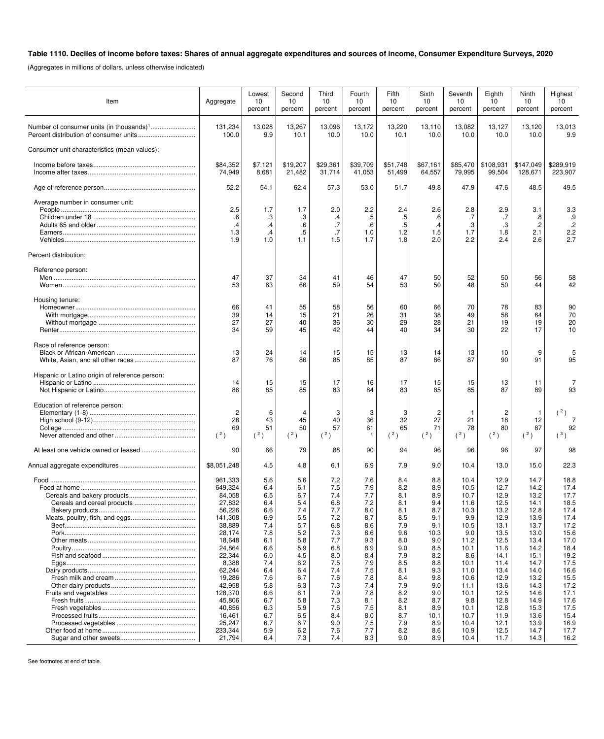**Table 1110. Deciles of income before taxes: Shares of annual aggregate expenditures and sources of income, Consumer Expenditure Surveys, 2020**

(Aggregates in millions of dollars, unless otherwise indicated)

| Item | Aggregate | Lowest 10 percent | Second 10 percent | Third 10 percent | Fourth 10 percent | Fifth 10 percent | Sixth 10 percent | Seventh 10 percent | Eighth 10 percent | Ninth 10 percent | Highest 10 percent |
|---|---|---|---|---|---|---|---|---|---|---|---|
| Number of consumer units (in thousands)[1] | 131,234 | 13,028 | 13,267 | 13,096 | 13,172 | 13,220 | 13,110 | 13,082 | 13,127 | 13,120 | 13,013 |
| Percent distribution of consumer units | 100.0 | 9.9 | 10.1 | 10.0 | 10.0 | 10.1 | 10.0 | 10.0 | 10.0 | 10.0 | 9.9 |
| Consumer unit characteristics (mean values): | | | | | | | | | | | |
| Income before taxes | $84,352 | $7,121 | $19,207 | $29,361 | $39,709 | $51,748 | $67,161 | $85,470 | $108,931 | $147,049 | $289,919 |
| Income after taxes | 74,949 | 8,681 | 21,482 | 31,714 | 41,053 | 51,499 | 64,557 | 79,995 | 99,504 | 128,671 | 223,907 |
| Age of reference person | 52.2 | 54.1 | 62.4 | 57.3 | 53.0 | 51.7 | 49.8 | 47.9 | 47.6 | 48.5 | 49.5 |
| Average number in consumer unit: | | | | | | | | | | | |
| People | 2.5 | 1.7 | 1.7 | 2.0 | 2.2 | 2.4 | 2.6 | 2.8 | 2.9 | 3.1 | 3.3 |
| Children under 18 | .6 | .3 | .3 | .4 | .5 | .5 | .6 | .7 | .7 | .8 | .9 |
| Adults 65 and older | .4 | .4 | .6 | .7 | .6 | .5 | .4 | .3 | .3 | .2 | .2 |
| Earners | 1.3 | .4 | .5 | .7 | 1.0 | 1.2 | 1.5 | 1.7 | 1.8 | 2.1 | 2.2 |
| Vehicles | 1.9 | 1.0 | 1.1 | 1.5 | 1.7 | 1.8 | 2.0 | 2.2 | 2.4 | 2.6 | 2.7 |
| Percent distribution: | | | | | | | | | | | |
| Reference person: | | | | | | | | | | | |
| Men | 47 | 37 | 34 | 41 | 46 | 47 | 50 | 52 | 50 | 56 | 58 |
| Women | 53 | 63 | 66 | 59 | 54 | 53 | 50 | 48 | 50 | 44 | 42 |
| Housing tenure: | | | | | | | | | | | |
| Homeowner | 66 | 41 | 55 | 58 | 56 | 60 | 66 | 70 | 78 | 83 | 90 |
| With mortgage | 39 | 14 | 15 | 21 | 26 | 31 | 38 | 49 | 58 | 64 | 70 |
| Without mortgage | 27 | 27 | 40 | 36 | 30 | 29 | 28 | 21 | 19 | 19 | 20 |
| Renter | 34 | 59 | 45 | 42 | 44 | 40 | 34 | 30 | 22 | 17 | 10 |
| Race of reference person: | | | | | | | | | | | |
| Black or African-American | 13 | 24 | 14 | 15 | 15 | 13 | 14 | 13 | 10 | 9 | 5 |
| White, Asian, and all other races | 87 | 76 | 86 | 85 | 85 | 87 | 86 | 87 | 90 | 91 | 95 |
| Hispanic or Latino origin of reference person: | | | | | | | | | | | |
| Hispanic or Latino | 14 | 15 | 15 | 17 | 16 | 17 | 15 | 15 | 13 | 11 | 7 |
| Not Hispanic or Latino | 86 | 85 | 85 | 83 | 84 | 83 | 85 | 85 | 87 | 89 | 93 |
| Education of reference person: | | | | | | | | | | | |
| Elementary (1-8) | 2 | 6 | 4 | 3 | 3 | 3 | 2 | 1 | 2 | 1 | (2) |
| High school (9-12) | 28 | 43 | 45 | 40 | 36 | 32 | 27 | 21 | 18 | 12 | 7 |
| College | 69 | 51 | 50 | 57 | 61 | 65 | 71 | 78 | 80 | 87 | 92 |
| Never attended and other | (2) | (2) | (2) | (2) | 1 | (2) | (2) | (2) | (2) | (2) | (3) |
| At least one vehicle owned or leased | 90 | 66 | 79 | 88 | 90 | 94 | 96 | 96 | 96 | 97 | 98 |
| Annual aggregate expenditures | $8,051,248 | 4.5 | 4.8 | 6.1 | 6.9 | 7.9 | 9.0 | 10.4 | 13.0 | 15.0 | 22.3 |
| Food | 961,333 | 5.6 | 5.6 | 7.2 | 7.6 | 8.4 | 8.8 | 10.4 | 12.9 | 14.7 | 18.8 |
| Food at home | 649,324 | 6.4 | 6.1 | 7.5 | 7.9 | 8.2 | 8.9 | 10.5 | 12.7 | 14.2 | 17.4 |
| Cereals and bakery products | 84,058 | 6.5 | 6.7 | 7.4 | 7.7 | 8.1 | 8.9 | 10.7 | 12.9 | 13.2 | 17.7 |
| Cereals and cereal products | 27,832 | 6.4 | 5.4 | 6.8 | 7.2 | 8.1 | 9.4 | 11.6 | 12.5 | 14.1 | 18.5 |
| Bakery products | 56,226 | 6.6 | 7.4 | 7.7 | 8.0 | 8.1 | 8.7 | 10.3 | 13.2 | 12.8 | 17.4 |
| Meats, poultry, fish, and eggs | 141,308 | 6.9 | 5.5 | 7.2 | 8.7 | 8.5 | 9.1 | 9.9 | 12.9 | 13.9 | 17.4 |
| Beef | 38,889 | 7.4 | 5.7 | 6.8 | 8.6 | 7.9 | 9.1 | 10.5 | 13.1 | 13.7 | 17.2 |
| Pork | 28,174 | 7.8 | 5.2 | 7.3 | 8.6 | 9.6 | 10.3 | 9.0 | 13.5 | 13.0 | 15.6 |
| Other meats | 18,648 | 6.1 | 5.8 | 7.7 | 9.3 | 8.0 | 9.0 | 11.2 | 12.5 | 13.4 | 17.0 |
| Poultry | 24,864 | 6.6 | 5.9 | 6.8 | 8.9 | 9.0 | 8.5 | 10.1 | 11.6 | 14.2 | 18.4 |
| Fish and seafood | 22,344 | 6.0 | 4.5 | 8.0 | 8.4 | 7.9 | 8.2 | 8.6 | 14.1 | 15.1 | 19.2 |
| Eggs | 8,388 | 7.4 | 6.2 | 7.5 | 7.9 | 8.5 | 8.8 | 10.1 | 11.4 | 14.7 | 17.5 |
| Dairy products | 62,244 | 6.4 | 6.4 | 7.4 | 7.5 | 8.1 | 9.3 | 11.0 | 13.4 | 14.0 | 16.6 |
| Fresh milk and cream | 19,286 | 7.6 | 6.7 | 7.6 | 7.8 | 8.4 | 9.8 | 10.6 | 12.9 | 13.2 | 15.5 |
| Other dairy products | 42,958 | 5.8 | 6.3 | 7.3 | 7.4 | 7.9 | 9.0 | 11.1 | 13.6 | 14.3 | 17.2 |
| Fruits and vegetables | 128,370 | 6.6 | 6.1 | 7.9 | 7.8 | 8.2 | 9.0 | 10.1 | 12.5 | 14.6 | 17.1 |
| Fresh fruits | 45,806 | 6.7 | 5.8 | 7.3 | 8.1 | 8.2 | 8.7 | 9.8 | 12.8 | 14.9 | 17.6 |
| Fresh vegetables | 40,856 | 6.3 | 5.9 | 7.6 | 7.5 | 8.1 | 8.9 | 10.1 | 12.8 | 15.3 | 17.5 |
| Processed fruits | 16,461 | 6.7 | 6.5 | 8.4 | 8.0 | 8.7 | 10.1 | 10.7 | 11.9 | 13.6 | 15.4 |
| Processed vegetables | 25,247 | 6.7 | 6.7 | 9.0 | 7.5 | 7.9 | 8.9 | 10.4 | 12.1 | 13.9 | 16.9 |
| Other food at home | 233,344 | 5.9 | 6.2 | 7.6 | 7.7 | 8.2 | 8.6 | 10.9 | 12.5 | 14.7 | 17.7 |
| Sugar and other sweets | 21,794 | 6.4 | 7.3 | 7.4 | 8.3 | 9.0 | 8.9 | 10.4 | 11.7 | 14.3 | 16.2 |

See footnotes at end of table.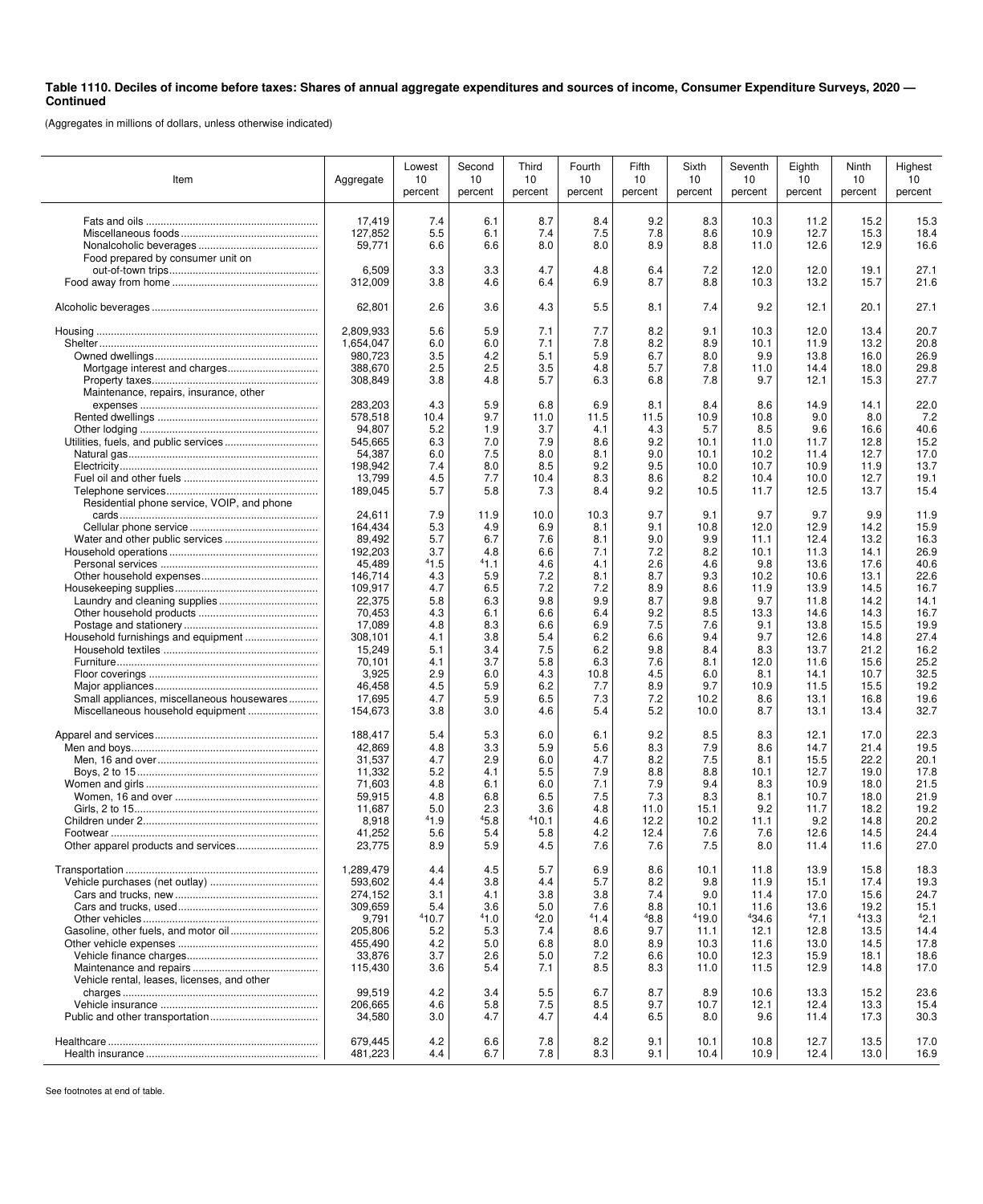**Table 1110. Deciles of income before taxes: Shares of annual aggregate expenditures and sources of income, Consumer Expenditure Surveys, 2020 — Continued**

(Aggregates in millions of dollars, unless otherwise indicated)

| Item | Aggregate | Lowest 10 percent | Second 10 percent | Third 10 percent | Fourth 10 percent | Fifth 10 percent | Sixth 10 percent | Seventh 10 percent | Eighth 10 percent | Ninth 10 percent | Highest 10 percent |
|---|---|---|---|---|---|---|---|---|---|---|---|
| Fats and oils | 17,419 | 7.4 | 6.1 | 8.7 | 8.4 | 9.2 | 8.3 | 10.3 | 11.2 | 15.2 | 15.3 |
| Miscellaneous foods | 127,852 | 5.5 | 6.1 | 7.4 | 7.5 | 7.8 | 8.6 | 10.9 | 12.7 | 15.3 | 18.4 |
| Nonalcoholic beverages | 59,771 | 6.6 | 6.6 | 8.0 | 8.0 | 8.9 | 8.8 | 11.0 | 12.6 | 12.9 | 16.6 |
| Food prepared by consumer unit on out-of-town trips | 6,509 | 3.3 | 3.3 | 4.7 | 4.8 | 6.4 | 7.2 | 12.0 | 12.0 | 19.1 | 27.1 |
| Food away from home | 312,009 | 3.8 | 4.6 | 6.4 | 6.9 | 8.7 | 8.8 | 10.3 | 13.2 | 15.7 | 21.6 |
| Alcoholic beverages | 62,801 | 2.6 | 3.6 | 4.3 | 5.5 | 8.1 | 7.4 | 9.2 | 12.1 | 20.1 | 27.1 |
| Housing | 2,809,933 | 5.6 | 5.9 | 7.1 | 7.7 | 8.2 | 9.1 | 10.3 | 12.0 | 13.4 | 20.7 |
| Shelter | 1,654,047 | 6.0 | 6.0 | 7.1 | 7.8 | 8.2 | 8.9 | 10.1 | 11.9 | 13.2 | 20.8 |
| Owned dwellings | 980,723 | 3.5 | 4.2 | 5.1 | 5.9 | 6.7 | 8.0 | 9.9 | 13.8 | 16.0 | 26.9 |
| Mortgage interest and charges | 388,670 | 2.5 | 2.5 | 3.5 | 4.8 | 5.7 | 7.8 | 11.0 | 14.4 | 18.0 | 29.8 |
| Property taxes | 308,849 | 3.8 | 4.8 | 5.7 | 6.3 | 6.8 | 7.8 | 9.7 | 12.1 | 15.3 | 27.7 |
| Maintenance, repairs, insurance, other expenses | 283,203 | 4.3 | 5.9 | 6.8 | 6.9 | 8.1 | 8.4 | 8.6 | 14.9 | 14.1 | 22.0 |
| Rented dwellings | 578,518 | 10.4 | 9.7 | 11.0 | 11.5 | 11.5 | 10.9 | 10.8 | 9.0 | 8.0 | 7.2 |
| Other lodging | 94,807 | 5.2 | 1.9 | 3.7 | 4.1 | 4.3 | 5.7 | 8.5 | 9.6 | 16.6 | 40.6 |
| Utilities, fuels, and public services | 545,665 | 6.3 | 7.0 | 7.9 | 8.6 | 9.2 | 10.1 | 11.0 | 11.7 | 12.8 | 15.2 |
| Natural gas | 54,387 | 6.0 | 7.5 | 8.0 | 8.1 | 9.0 | 10.1 | 10.2 | 11.4 | 12.7 | 17.0 |
| Electricity | 198,942 | 7.4 | 8.0 | 8.5 | 9.2 | 9.5 | 10.0 | 10.7 | 10.9 | 11.9 | 13.7 |
| Fuel oil and other fuels | 13,799 | 4.5 | 7.7 | 10.4 | 8.3 | 8.6 | 8.2 | 10.4 | 10.0 | 12.7 | 19.1 |
| Telephone services | 189,045 | 5.7 | 5.8 | 7.3 | 8.4 | 9.2 | 10.5 | 11.7 | 12.5 | 13.7 | 15.4 |
| Residential phone service, VOIP, and phone cards | 24,611 | 7.9 | 11.9 | 10.0 | 10.3 | 9.7 | 9.1 | 9.7 | 9.7 | 9.9 | 11.9 |
| Cellular phone service | 164,434 | 5.3 | 4.9 | 6.9 | 8.1 | 9.1 | 10.8 | 12.0 | 12.9 | 14.2 | 15.9 |
| Water and other public services | 89,492 | 5.7 | 6.7 | 7.6 | 8.1 | 9.0 | 9.9 | 11.1 | 12.4 | 13.2 | 16.3 |
| Household operations | 192,203 | 3.7 | 4.8 | 6.6 | 7.1 | 7.2 | 8.2 | 10.1 | 11.3 | 14.1 | 26.9 |
| Personal services | 45,489 | [4]1.5 | [4]1.1 | 4.6 | 4.1 | 2.6 | 4.6 | 9.8 | 13.6 | 17.6 | 40.6 |
| Other household expenses | 146,714 | 4.3 | 5.9 | 7.2 | 8.1 | 8.7 | 9.3 | 10.2 | 10.6 | 13.1 | 22.6 |
| Housekeeping supplies | 109,917 | 4.7 | 6.5 | 7.2 | 7.2 | 8.9 | 8.6 | 11.9 | 13.9 | 14.5 | 16.7 |
| Laundry and cleaning supplies | 22,375 | 5.8 | 6.3 | 9.8 | 9.9 | 8.7 | 9.8 | 9.7 | 11.8 | 14.2 | 14.1 |
| Other household products | 70,453 | 4.3 | 6.1 | 6.6 | 6.4 | 9.2 | 8.5 | 13.3 | 14.6 | 14.3 | 16.7 |
| Postage and stationery | 17,089 | 4.8 | 8.3 | 6.6 | 6.9 | 7.5 | 7.6 | 9.1 | 13.8 | 15.5 | 19.9 |
| Household furnishings and equipment | 308,101 | 4.1 | 3.8 | 5.4 | 6.2 | 6.6 | 9.4 | 9.7 | 12.6 | 14.8 | 27.4 |
| Household textiles | 15,249 | 5.1 | 3.4 | 7.5 | 6.2 | 9.8 | 8.4 | 8.3 | 13.7 | 21.2 | 16.2 |
| Furniture | 70,101 | 4.1 | 3.7 | 5.8 | 6.3 | 7.6 | 8.1 | 12.0 | 11.6 | 15.6 | 25.2 |
| Floor coverings | 3,925 | 2.9 | 6.0 | 4.3 | 10.8 | 4.5 | 6.0 | 8.1 | 14.1 | 10.7 | 32.5 |
| Major appliances | 46,458 | 4.5 | 5.9 | 6.2 | 7.7 | 8.9 | 9.7 | 10.9 | 11.5 | 15.5 | 19.2 |
| Small appliances, miscellaneous housewares | 17,695 | 4.7 | 5.9 | 6.5 | 7.3 | 7.2 | 10.2 | 8.6 | 13.1 | 16.8 | 19.6 |
| Miscellaneous household equipment | 154,673 | 3.8 | 3.0 | 4.6 | 5.4 | 5.2 | 10.0 | 8.7 | 13.1 | 13.4 | 32.7 |
| Apparel and services | 188,417 | 5.4 | 5.3 | 6.0 | 6.1 | 9.2 | 8.5 | 8.3 | 12.1 | 17.0 | 22.3 |
| Men and boys | 42,869 | 4.8 | 3.3 | 5.9 | 5.6 | 8.3 | 7.9 | 8.6 | 14.7 | 21.4 | 19.5 |
| Men, 16 and over | 31,537 | 4.7 | 2.9 | 6.0 | 4.7 | 8.2 | 7.5 | 8.1 | 15.5 | 22.2 | 20.1 |
| Boys, 2 to 15 | 11,332 | 5.2 | 4.1 | 5.5 | 7.9 | 8.8 | 8.8 | 10.1 | 12.7 | 19.0 | 17.8 |
| Women and girls | 71,603 | 4.8 | 6.1 | 6.0 | 7.1 | 7.9 | 9.4 | 8.3 | 10.9 | 18.0 | 21.5 |
| Women, 16 and over | 59,915 | 4.8 | 6.8 | 6.5 | 7.5 | 7.3 | 8.3 | 8.1 | 10.7 | 18.0 | 21.9 |
| Girls, 2 to 15 | 11,687 | 5.0 | 2.3 | 3.6 | 4.8 | 11.0 | 15.1 | 9.2 | 11.7 | 18.2 | 19.2 |
| Children under 2 | 8,918 | [4]1.9 | [4]5.8 | [4]10.1 | 4.6 | 12.2 | 10.2 | 11.1 | 9.2 | 14.8 | 20.2 |
| Footwear | 41,252 | 5.6 | 5.4 | 5.8 | 4.2 | 12.4 | 7.6 | 7.6 | 12.6 | 14.5 | 24.4 |
| Other apparel products and services | 23,775 | 8.9 | 5.9 | 4.5 | 7.6 | 7.6 | 7.5 | 8.0 | 11.4 | 11.6 | 27.0 |
| Transportation | 1,289,479 | 4.4 | 4.5 | 5.7 | 6.9 | 8.6 | 10.1 | 11.8 | 13.9 | 15.8 | 18.3 |
| Vehicle purchases (net outlay) | 593,602 | 4.4 | 3.8 | 4.4 | 5.7 | 8.2 | 9.8 | 11.9 | 15.1 | 17.4 | 19.3 |
| Cars and trucks, new | 274,152 | 3.1 | 4.1 | 3.8 | 3.8 | 7.4 | 9.0 | 11.4 | 17.0 | 15.6 | 24.7 |
| Cars and trucks, used | 309,659 | 5.4 | 3.6 | 5.0 | 7.6 | 8.8 | 10.1 | 11.6 | 13.6 | 19.2 | 15.1 |
| Other vehicles | 9,791 | [4]10.7 | [4]1.0 | [4]2.0 | [4]1.4 | [4]8.8 | [4]19.0 | [4]34.6 | [4]7.1 | [4]13.3 | [4]2.1 |
| Gasoline, other fuels, and motor oil | 205,806 | 5.2 | 5.3 | 7.4 | 8.6 | 9.7 | 11.1 | 12.1 | 12.8 | 13.5 | 14.4 |
| Other vehicle expenses | 455,490 | 4.2 | 5.0 | 6.8 | 8.0 | 8.9 | 10.3 | 11.6 | 13.0 | 14.5 | 17.8 |
| Vehicle finance charges | 33,876 | 3.7 | 2.6 | 5.0 | 7.2 | 6.6 | 10.0 | 12.3 | 15.9 | 18.1 | 18.6 |
| Maintenance and repairs | 115,430 | 3.6 | 5.4 | 7.1 | 8.5 | 8.3 | 11.0 | 11.5 | 12.9 | 14.8 | 17.0 |
| Vehicle rental, leases, licenses, and other charges | 99,519 | 4.2 | 3.4 | 5.5 | 6.7 | 8.7 | 8.9 | 10.6 | 13.3 | 15.2 | 23.6 |
| Vehicle insurance | 206,665 | 4.6 | 5.8 | 7.5 | 8.5 | 9.7 | 10.7 | 12.1 | 12.4 | 13.3 | 15.4 |
| Public and other transportation | 34,580 | 3.0 | 4.7 | 4.7 | 4.4 | 6.5 | 8.0 | 9.6 | 11.4 | 17.3 | 30.3 |
| Healthcare | 679,445 | 4.2 | 6.6 | 7.8 | 8.2 | 9.1 | 10.1 | 10.8 | 12.7 | 13.5 | 17.0 |
| Health insurance | 481,223 | 4.4 | 6.7 | 7.8 | 8.3 | 9.1 | 10.4 | 10.9 | 12.4 | 13.0 | 16.9 |

See footnotes at end of table.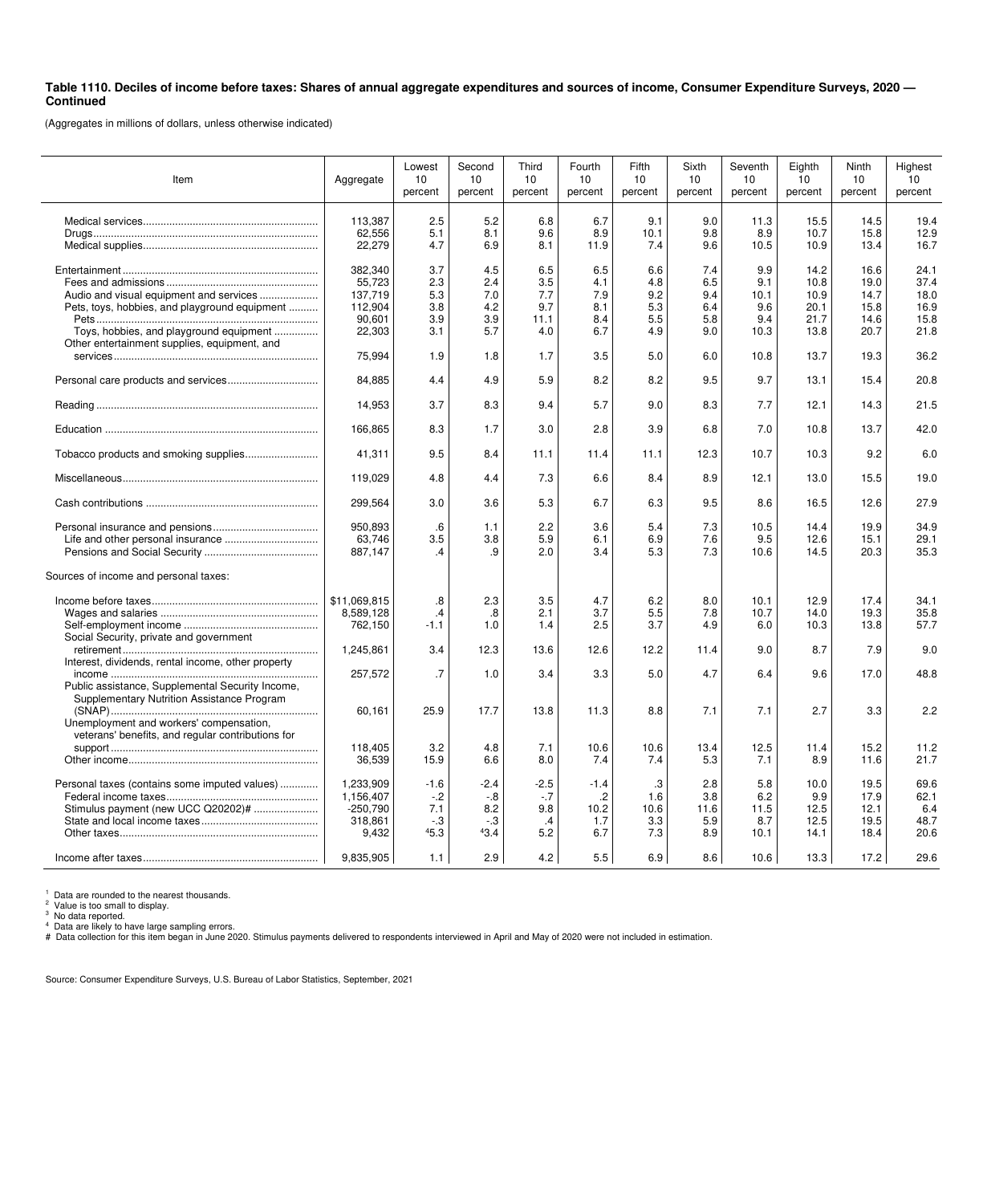**Table 1110. Deciles of income before taxes: Shares of annual aggregate expenditures and sources of income, Consumer Expenditure Surveys, 2020 — Continued**

(Aggregates in millions of dollars, unless otherwise indicated)

| Item | Aggregate | Lowest 10 percent | Second 10 percent | Third 10 percent | Fourth 10 percent | Fifth 10 percent | Sixth 10 percent | Seventh 10 percent | Eighth 10 percent | Ninth 10 percent | Highest 10 percent |
|---|---|---|---|---|---|---|---|---|---|---|---|
| Medical services | 113,387 | 2.5 | 5.2 | 6.8 | 6.7 | 9.1 | 9.0 | 11.3 | 15.5 | 14.5 | 19.4 |
| Drugs | 62,556 | 5.1 | 8.1 | 9.6 | 8.9 | 10.1 | 9.8 | 8.9 | 10.7 | 15.8 | 12.9 |
| Medical supplies | 22,279 | 4.7 | 6.9 | 8.1 | 11.9 | 7.4 | 9.6 | 10.5 | 10.9 | 13.4 | 16.7 |
| Entertainment | 382,340 | 3.7 | 4.5 | 6.5 | 6.5 | 6.6 | 7.4 | 9.9 | 14.2 | 16.6 | 24.1 |
| Fees and admissions | 55,723 | 2.3 | 2.4 | 3.5 | 4.1 | 4.8 | 6.5 | 9.1 | 10.8 | 19.0 | 37.4 |
| Audio and visual equipment and services | 137,719 | 5.3 | 7.0 | 7.7 | 7.9 | 9.2 | 9.4 | 10.1 | 10.9 | 14.7 | 18.0 |
| Pets, toys, hobbies, and playground equipment | 112,904 | 3.8 | 4.2 | 9.7 | 8.1 | 5.3 | 6.4 | 9.6 | 20.1 | 15.8 | 16.9 |
| Pets | 90,601 | 3.9 | 3.9 | 11.1 | 8.4 | 5.5 | 5.8 | 9.4 | 21.7 | 14.6 | 15.8 |
| Toys, hobbies, and playground equipment | 22,303 | 3.1 | 5.7 | 4.0 | 6.7 | 4.9 | 9.0 | 10.3 | 13.8 | 20.7 | 21.8 |
| Other entertainment supplies, equipment, and services | 75,994 | 1.9 | 1.8 | 1.7 | 3.5 | 5.0 | 6.0 | 10.8 | 13.7 | 19.3 | 36.2 |
| Personal care products and services | 84,885 | 4.4 | 4.9 | 5.9 | 8.2 | 8.2 | 9.5 | 9.7 | 13.1 | 15.4 | 20.8 |
| Reading | 14,953 | 3.7 | 8.3 | 9.4 | 5.7 | 9.0 | 8.3 | 7.7 | 12.1 | 14.3 | 21.5 |
| Education | 166,865 | 8.3 | 1.7 | 3.0 | 2.8 | 3.9 | 6.8 | 7.0 | 10.8 | 13.7 | 42.0 |
| Tobacco products and smoking supplies | 41,311 | 9.5 | 8.4 | 11.1 | 11.4 | 11.1 | 12.3 | 10.7 | 10.3 | 9.2 | 6.0 |
| Miscellaneous | 119,029 | 4.8 | 4.4 | 7.3 | 6.6 | 8.4 | 8.9 | 12.1 | 13.0 | 15.5 | 19.0 |
| Cash contributions | 299,564 | 3.0 | 3.6 | 5.3 | 6.7 | 6.3 | 9.5 | 8.6 | 16.5 | 12.6 | 27.9 |
| Personal insurance and pensions | 950,893 | .6 | 1.1 | 2.2 | 3.6 | 5.4 | 7.3 | 10.5 | 14.4 | 19.9 | 34.9 |
| Life and other personal insurance | 63,746 | 3.5 | 3.8 | 5.9 | 6.1 | 6.9 | 7.6 | 9.5 | 12.6 | 15.1 | 29.1 |
| Pensions and Social Security | 887,147 | .4 | .9 | 2.0 | 3.4 | 5.3 | 7.3 | 10.6 | 14.5 | 20.3 | 35.3 |
| Sources of income and personal taxes: | | | | | | | | | | | |
| Income before taxes | $11,069,815 | .8 | 2.3 | 3.5 | 4.7 | 6.2 | 8.0 | 10.1 | 12.9 | 17.4 | 34.1 |
| Wages and salaries | 8,589,128 | .4 | .8 | 2.1 | 3.7 | 5.5 | 7.8 | 10.7 | 14.0 | 19.3 | 35.8 |
| Self-employment income | 762,150 | -1.1 | 1.0 | 1.4 | 2.5 | 3.7 | 4.9 | 6.0 | 10.3 | 13.8 | 57.7 |
| Social Security, private and government retirement | 1,245,861 | 3.4 | 12.3 | 13.6 | 12.6 | 12.2 | 11.4 | 9.0 | 8.7 | 7.9 | 9.0 |
| Interest, dividends, rental income, other property income | 257,572 | .7 | 1.0 | 3.4 | 3.3 | 5.0 | 4.7 | 6.4 | 9.6 | 17.0 | 48.8 |
| Public assistance, Supplemental Security Income, Supplementary Nutrition Assistance Program (SNAP) | 60,161 | 25.9 | 17.7 | 13.8 | 11.3 | 8.8 | 7.1 | 7.1 | 2.7 | 3.3 | 2.2 |
| Unemployment and workers' compensation, veterans' benefits, and regular contributions for support | 118,405 | 3.2 | 4.8 | 7.1 | 10.6 | 10.6 | 13.4 | 12.5 | 11.4 | 15.2 | 11.2 |
| Other income | 36,539 | 15.9 | 6.6 | 8.0 | 7.4 | 7.4 | 5.3 | 7.1 | 8.9 | 11.6 | 21.7 |
| Personal taxes (contains some imputed values) | 1,233,909 | -1.6 | -2.4 | -2.5 | -1.4 | .3 | 2.8 | 5.8 | 10.0 | 19.5 | 69.6 |
| Federal income taxes | 1,156,407 | -.2 | -.8 | -.7 | .2 | 1.6 | 3.8 | 6.2 | 9.9 | 17.9 | 62.1 |
| Stimulus payment (new UCC Q20202)# | -250,790 | 7.1 | 8.2 | 9.8 | 10.2 | 10.6 | 11.6 | 11.5 | 12.5 | 12.1 | 6.4 |
| State and local income taxes | 318,861 | -.3 | -.3 | .4 | 1.7 | 3.3 | 5.9 | 8.7 | 12.5 | 19.5 | 48.7 |
| Other taxes | 9,432 | [4]5.3 | [4]3.4 | 5.2 | 6.7 | 7.3 | 8.9 | 10.1 | 14.1 | 18.4 | 20.6 |
| Income after taxes | 9,835,905 | 1.1 | 2.9 | 4.2 | 5.5 | 6.9 | 8.6 | 10.6 | 13.3 | 17.2 | 29.6 |

[1] Data are rounded to the nearest thousands.
[2] Value is too small to display.
[3] No data reported.
[4] Data are likely to have large sampling errors.
# Data collection for this item began in June 2020. Stimulus payments delivered to respondents interviewed in April and May of 2020 were not included in estimation.

Source: Consumer Expenditure Surveys, U.S. Bureau of Labor Statistics, September, 2021